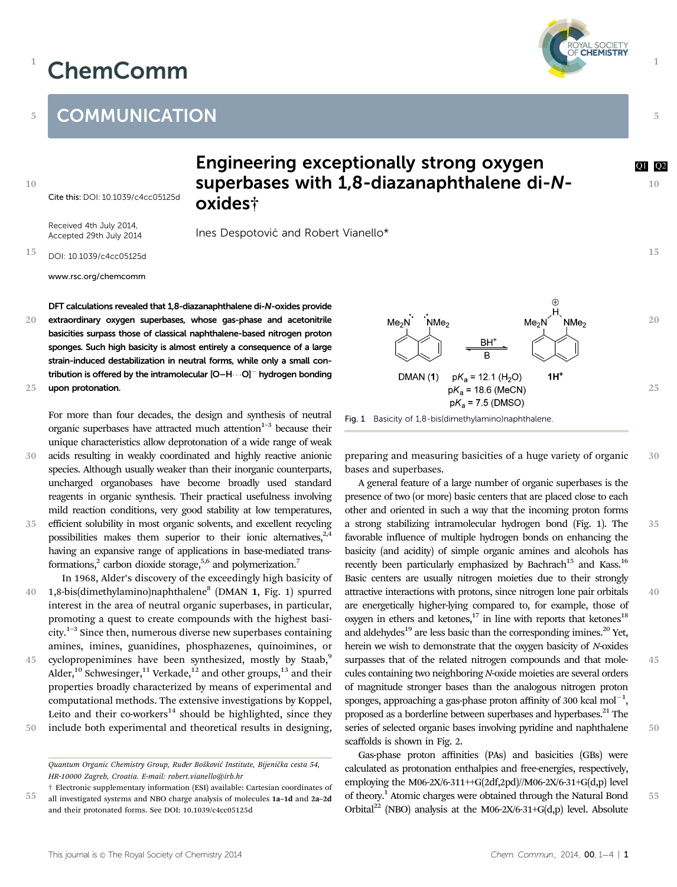# COMMUNICATION

# Engineering exceptionally strong oxygen superbases with 1,8-diazanaphthalene di-*N*-oxides†

Cite this: DOI: 10.1039/c4cc05125d

Received 4th July 2014, Accepted 29th July 2014

DOI: 10.1039/c4cc05125d

www.rsc.org/chemcomm

Ines Despotović and Robert Vianello*

**DFT calculations revealed that 1,8-diazanaphthalene di-*N*-oxides provide extraordinary oxygen superbases, whose gas-phase and acetonitrile basicities surpass those of classical naphthalene-based nitrogen proton sponges. Such high basicity is almost entirely a consequence of a large strain-induced destabilization in neutral forms, while only a small contribution is offered by the intramolecular $[O–H\cdots O]^-$ hydrogen bonding upon protonation.**

For more than four decades, the design and synthesis of neutral organic superbases have attracted much attention[1–3] because their unique characteristics allow deprotonation of a wide range of weak acids resulting in weakly coordinated and highly reactive anionic species. Although usually weaker than their inorganic counterparts, uncharged organobases have become broadly used standard reagents in organic synthesis. Their practical usefulness involving mild reaction conditions, very good stability at low temperatures, efficient solubility in most organic solvents, and excellent recycling possibilities makes them superior to their ionic alternatives,[2,4] having an expansive range of applications in base-mediated transformations,[2] carbon dioxide storage,[5,6] and polymerization.[7]

In 1968, Alder's discovery of the exceedingly high basicity of 1,8-bis(dimethylamino)naphthalene[8] (DMAN **1**, Fig. 1) spurred interest in the area of neutral organic superbases, in particular, promoting a quest to create compounds with the highest basicity.[1–3] Since then, numerous diverse new superbases containing amines, imines, guanidines, phosphazenes, quinoimines, or cyclopropenimines have been synthesized, mostly by Staab,[9] Alder,[10] Schwesinger,[11] Verkade,[12] and other groups,[13] and their properties broadly characterized by means of experimental and computational methods. The extensive investigations by Koppel, Leito and their co-workers[14] should be highlighted, since they include both experimental and theoretical results in designing, preparing and measuring basicities of a huge variety of organic bases and superbases.

DMAN (**1**) ⇌ **1H**$^+$ (B / $BH^+$)
p$K_a$ = 12.1 ($H_2O$)
p$K_a$ = 18.6 (MeCN)
p$K_a$ = 7.5 (DMSO)

Fig. 1 Basicity of 1,8-bis(dimethylamino)naphthalene.

A general feature of a large number of organic superbases is the presence of two (or more) basic centers that are placed close to each other and oriented in such a way that the incoming proton forms a strong stabilizing intramolecular hydrogen bond (Fig. 1). The favorable influence of multiple hydrogen bonds on enhancing the basicity (and acidity) of simple organic amines and alcohols has recently been particularly emphasized by Bachrach[15] and Kass.[16] Basic centers are usually nitrogen moieties due to their strongly attractive interactions with protons, since nitrogen lone pair orbitals are energetically higher-lying compared to, for example, those of oxygen in ethers and ketones,[17] in line with reports that ketones[18] and aldehydes[19] are less basic than the corresponding imines.[20] Yet, herein we wish to demonstrate that the oxygen basicity of *N*-oxides surpasses that of the related nitrogen compounds and that molecules containing two neighboring *N*-oxide moieties are several orders of magnitude stronger bases than the analogous nitrogen proton sponges, approaching a gas-phase proton affinity of 300 kcal mol$^{-1}$, proposed as a borderline between superbases and hyperbases.[21] The series of selected organic bases involving pyridine and naphthalene scaffolds is shown in Fig. 2.

Gas-phase proton affinities (PAs) and basicities (GBs) were calculated as protonation enthalpies and free-energies, respectively, employing the M06-2X/6-311++G(2df,2pd)//M06-2X/6-31+G(d,p) level of theory.[1] Atomic charges were obtained through the Natural Bond Orbital[22] (NBO) analysis at the M06-2X/6-31+G(d,p) level. Absolute

---

*Quantum Organic Chemistry Group, Ruđer Bošković Institute, Bijenička cesta 54, HR-10000 Zagreb, Croatia. E-mail: robert.vianello@irb.hr*

† Electronic supplementary information (ESI) available: Cartesian coordinates of all investigated systems and NBO charge analysis of molecules **1a–1d** and **2a–2d** and their protonated forms. See DOI: 10.1039/c4cc05125d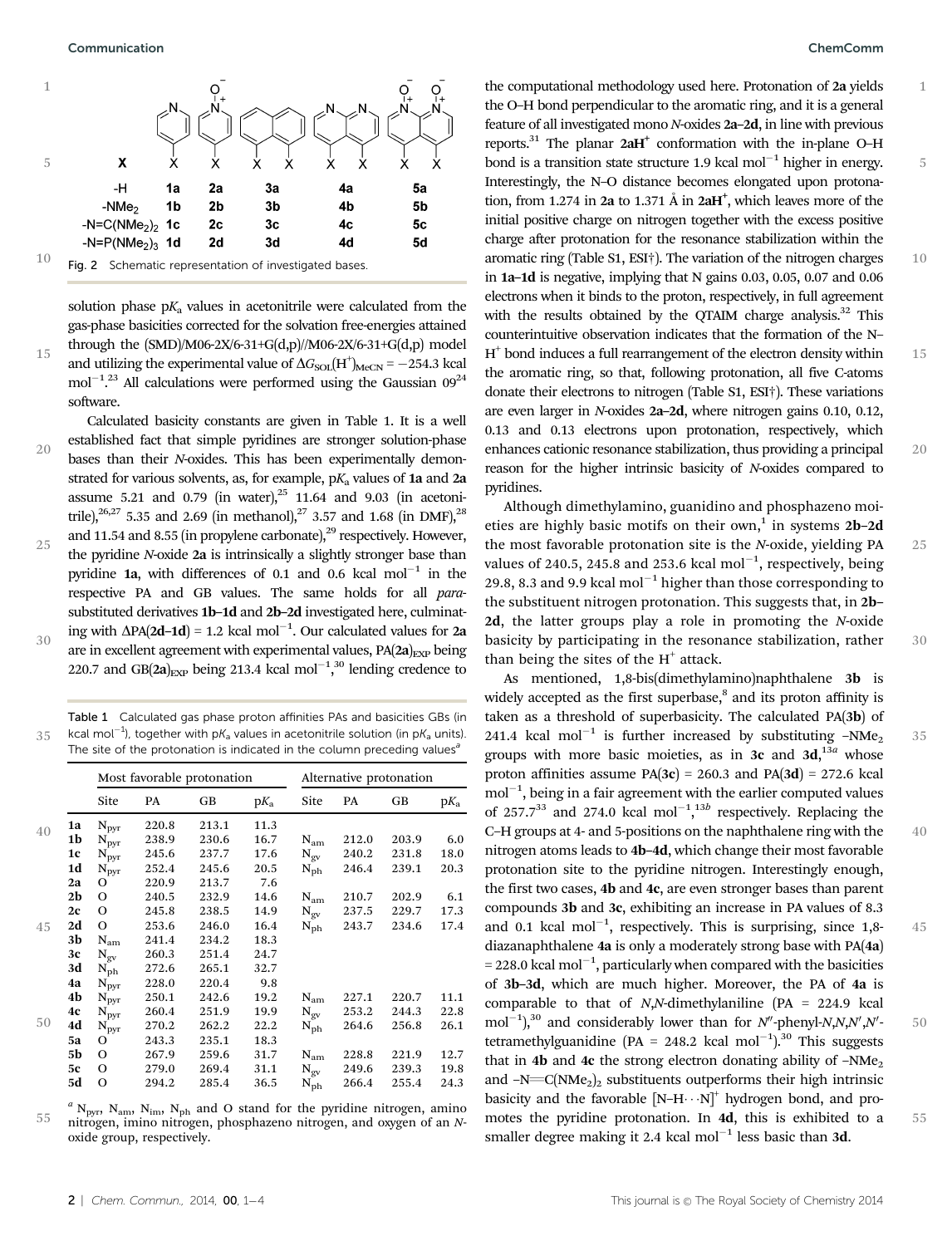Fig. 2 Schematic representation of investigated bases.

| X | | | | | |
|---|---|---|---|---|---|
| -H | 1a | 2a | 3a | 4a | 5a |
| -NMe$_2$ | 1b | 2b | 3b | 4b | 5b |
| -N=C(NMe$_2$)$_2$ | 1c | 2c | 3c | 4c | 5c |
| -N=P(NMe$_2$)$_3$ | 1d | 2d | 3d | 4d | 5d |

solution phase p$K_a$ values in acetonitrile were calculated from the gas-phase basicities corrected for the solvation free-energies attained through the (SMD)/M06-2X/6-31+G(d,p)//M06-2X/6-31+G(d,p) model and utilizing the experimental value of $\Delta G_{SOL}(H^+)_{MeCN} = -254.3$ kcal mol$^{-1}$.[23] All calculations were performed using the Gaussian 09[24] software.

Calculated basicity constants are given in Table 1. It is a well established fact that simple pyridines are stronger solution-phase bases than their *N*-oxides. This has been experimentally demonstrated for various solvents, as, for example, p$K_a$ values of **1a** and **2a** assume 5.21 and 0.79 (in water),[25] 11.64 and 9.03 (in acetonitrile),[26,27] 5.35 and 2.69 (in methanol),[27] 3.57 and 1.68 (in DMF),[28] and 11.54 and 8.55 (in propylene carbonate),[29] respectively. However, the pyridine *N*-oxide **2a** is intrinsically a slightly stronger base than pyridine **1a**, with differences of 0.1 and 0.6 kcal mol$^{-1}$ in the respective PA and GB values. The same holds for all *para*-substituted derivatives **1b–1d** and **2b–2d** investigated here, culminating with $\Delta$PA(**2d–1d**) = 1.2 kcal mol$^{-1}$. Our calculated values for **2a** are in excellent agreement with experimental values, PA(**2a**)$_{EXP}$ being 220.7 and GB(**2a**)$_{EXP}$ being 213.4 kcal mol$^{-1}$,[30] lending credence to the computational methodology used here. Protonation of **2a** yields the O–H bond perpendicular to the aromatic ring, and it is a general feature of all investigated mono *N*-oxides **2a–2d**, in line with previous reports.[31] The planar **2aH**$^+$ conformation with the in-plane O–H bond is a transition state structure 1.9 kcal mol$^{-1}$ higher in energy. Interestingly, the N–O distance becomes elongated upon protonation, from 1.274 in **2a** to 1.371 Å in **2aH**$^+$, which leaves more of the initial positive charge on nitrogen together with the excess positive charge after protonation for the resonance stabilization within the aromatic ring (Table S1, ESI†). The variation of the nitrogen charges in **1a–1d** is negative, implying that N gains 0.03, 0.05, 0.07 and 0.06 electrons when it binds to the proton, respectively, in full agreement with the results obtained by the QTAIM charge analysis.[32] This counterintuitive observation indicates that the formation of the N–H$^+$ bond induces a full rearrangement of the electron density within the aromatic ring, so that, following protonation, all five C-atoms donate their electrons to nitrogen (Table S1, ESI†). These variations are even larger in *N*-oxides **2a–2d**, where nitrogen gains 0.10, 0.12, 0.13 and 0.13 electrons upon protonation, respectively, which enhances cationic resonance stabilization, thus providing a principal reason for the higher intrinsic basicity of *N*-oxides compared to pyridines.

Table 1 Calculated gas phase proton affinities PAs and basicities GBs (in kcal mol$^{-1}$), together with p$K_a$ values in acetonitrile solution (in p$K_a$ units). The site of the protonation is indicated in the column preceding values[a]

| | Most favorable protonation | | | | Alternative protonation | | | |
|---|---|---|---|---|---|---|---|---|
| | Site | PA | GB | p$K_a$ | Site | PA | GB | p$K_a$ |
| **1a** | N$_{pyr}$ | 220.8 | 213.1 | 11.3 | | | | |
| **1b** | N$_{pyr}$ | 238.9 | 230.6 | 16.7 | N$_{am}$ | 212.0 | 203.9 | 6.0 |
| **1c** | N$_{pyr}$ | 245.6 | 237.7 | 17.6 | N$_{gv}$ | 240.2 | 231.8 | 18.0 |
| **1d** | N$_{pyr}$ | 252.4 | 245.6 | 20.5 | N$_{ph}$ | 246.4 | 239.1 | 20.3 |
| **2a** | O | 220.9 | 213.7 | 7.6 | | | | |
| **2b** | O | 240.5 | 232.9 | 14.6 | N$_{am}$ | 210.7 | 202.9 | 6.1 |
| **2c** | O | 245.8 | 238.5 | 14.9 | N$_{gv}$ | 237.5 | 229.7 | 17.3 |
| **2d** | O | 253.6 | 246.0 | 16.4 | N$_{ph}$ | 243.7 | 234.6 | 17.4 |
| **3b** | N$_{am}$ | 241.4 | 234.2 | 18.3 | | | | |
| **3c** | N$_{gv}$ | 260.3 | 251.4 | 24.7 | | | | |
| **3d** | N$_{ph}$ | 272.6 | 265.1 | 32.7 | | | | |
| **4a** | N$_{pyr}$ | 228.0 | 220.4 | 9.8 | | | | |
| **4b** | N$_{pyr}$ | 250.1 | 242.6 | 19.2 | N$_{am}$ | 227.1 | 220.7 | 11.1 |
| **4c** | N$_{pyr}$ | 260.4 | 251.9 | 19.9 | N$_{gv}$ | 253.2 | 244.3 | 22.8 |
| **4d** | N$_{pyr}$ | 270.2 | 262.2 | 22.2 | N$_{ph}$ | 264.6 | 256.8 | 26.1 |
| **5a** | O | 243.3 | 235.1 | 18.3 | | | | |
| **5b** | O | 267.9 | 259.6 | 31.7 | N$_{am}$ | 228.8 | 221.9 | 12.7 |
| **5c** | O | 279.0 | 269.4 | 31.1 | N$_{gv}$ | 249.6 | 239.3 | 19.8 |
| **5d** | O | 294.2 | 285.4 | 36.5 | N$_{ph}$ | 266.4 | 255.4 | 24.3 |

[a] N$_{pyr}$, N$_{am}$, N$_{im}$, N$_{ph}$ and O stand for the pyridine nitrogen, amino nitrogen, imino nitrogen, phosphazeno nitrogen, and oxygen of an *N*-oxide group, respectively.

Although dimethylamino, guanidino and phosphazeno moieties are highly basic motifs on their own,[1] in systems **2b–2d** the most favorable protonation site is the *N*-oxide, yielding PA values of 240.5, 245.8 and 253.6 kcal mol$^{-1}$, respectively, being 29.8, 8.3 and 9.9 kcal mol$^{-1}$ higher than those corresponding to the substituent nitrogen protonation. This suggests that, in **2b–2d**, the latter groups play a role in promoting the *N*-oxide basicity by participating in the resonance stabilization, rather than being the sites of the H$^+$ attack.

As mentioned, 1,8-bis(dimethylamino)naphthalene **3b** is widely accepted as the first superbase,[8] and its proton affinity is taken as a threshold of superbasicity. The calculated PA(**3b**) of 241.4 kcal mol$^{-1}$ is further increased by substituting –NMe$_2$ groups with more basic moieties, as in **3c** and **3d**,[13a] whose proton affinities assume PA(**3c**) = 260.3 and PA(**3d**) = 272.6 kcal mol$^{-1}$, being in a fair agreement with the earlier computed values of 257.7[33] and 274.0 kcal mol$^{-1}$,[13b] respectively. Replacing the C–H groups at 4- and 5-positions on the naphthalene ring with the nitrogen atoms leads to **4b–4d**, which change their most favorable protonation site to the pyridine nitrogen. Interestingly enough, the first two cases, **4b** and **4c**, are even stronger bases than parent compounds **3b** and **3c**, exhibiting an increase in PA values of 8.3 and 0.1 kcal mol$^{-1}$, respectively. This is surprising, since 1,8-diazanaphthalene **4a** is only a moderately strong base with PA(**4a**) = 228.0 kcal mol$^{-1}$, particularly when compared with the basicities of **3b–3d**, which are much higher. Moreover, the PA of **4a** is comparable to that of *N*,*N*-dimethylaniline (PA = 224.9 kcal mol$^{-1}$),[30] and considerably lower than for *N*″-phenyl-*N*,*N*,*N*′,*N*′-tetramethylguanidine (PA = 248.2 kcal mol$^{-1}$).[30] This suggests that in **4b** and **4c** the strong electron donating ability of –NMe$_2$ and –N=C(NMe$_2$)$_2$ substituents outperforms their high intrinsic basicity and the favorable [N–H···N]$^+$ hydrogen bond, and promotes the pyridine protonation. In **4d**, this is exhibited to a smaller degree making it 2.4 kcal mol$^{-1}$ less basic than **3d**.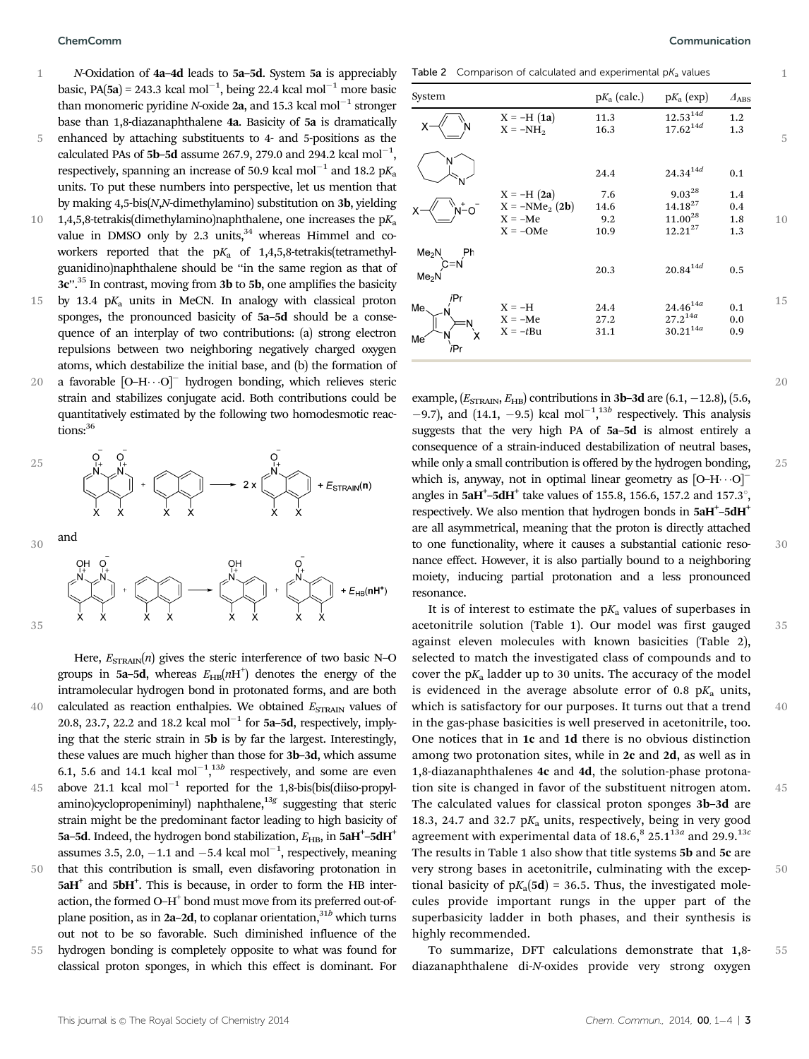*N*-Oxidation of **4a–4d** leads to **5a–5d**. System **5a** is appreciably basic, PA(**5a**) = 243.3 kcal mol$^{-1}$, being 22.4 kcal mol$^{-1}$ more basic than monomeric pyridine *N*-oxide **2a**, and 15.3 kcal mol$^{-1}$ stronger base than 1,8-diazanaphthalene **4a**. Basicity of **5a** is dramatically enhanced by attaching substituents to 4- and 5-positions as the calculated PAs of **5b–5d** assume 267.9, 279.0 and 294.2 kcal mol$^{-1}$, respectively, spanning an increase of 50.9 kcal mol$^{-1}$ and 18.2 p$K_a$ units. To put these numbers into perspective, let us mention that by making 4,5-bis(*N*,*N*-dimethylamino) substitution on **3b**, yielding 1,4,5,8-tetrakis(dimethylamino)naphthalene, one increases the p$K_a$ value in DMSO only by 2.3 units,[34] whereas Himmel and co-workers reported that the p$K_a$ of 1,4,5,8-tetrakis(tetramethylguanidino)naphthalene should be "in the same region as that of **3c**".[35] In contrast, moving from **3b** to **5b**, one amplifies the basicity by 13.4 p$K_a$ units in MeCN. In analogy with classical proton sponges, the pronounced basicity of **5a–5d** should be a consequence of an interplay of two contributions: (a) strong electron repulsions between two neighboring negatively charged oxygen atoms, which destabilize the initial base, and (b) the formation of a favorable [O–H···O]$^-$ hydrogen bonding, which relieves steric strain and stabilizes conjugate acid. Both contributions could be quantitatively estimated by the following two homodesmotic reactions:[36]

$$\text{(di-}N\text{-oxide)} + \text{(naphthalene)} \longrightarrow 2\times\text{(mono-}N\text{-oxide)} + E_{\text{STRAIN}}(\mathbf{n})$$

and

$$\text{(protonated di-}N\text{-oxide)} + \text{(naphthalene)} \longrightarrow \text{(protonated mono-}N\text{-oxide)} + \text{(mono-}N\text{-oxide)} + E_{\text{HB}}(\mathbf{n}\text{H}^+)$$

Here, $E_{\text{STRAIN}}(n)$ gives the steric interference of two basic N–O groups in **5a–5d**, whereas $E_{\text{HB}}(n\text{H}^+)$ denotes the energy of the intramolecular hydrogen bond in protonated forms, and are both calculated as reaction enthalpies. We obtained $E_{\text{STRAIN}}$ values of 20.8, 23.7, 22.2 and 18.2 kcal mol$^{-1}$ for **5a–5d**, respectively, implying that the steric strain in **5b** is by far the largest. Interestingly, these values are much higher than those for **3b–3d**, which assume 6.1, 5.6 and 14.1 kcal mol$^{-1}$,[13b] respectively, and some are even above 21.1 kcal mol$^{-1}$ reported for the 1,8-bis(bis(diiso-propylamino)cyclopropeniminyl) naphthalene,[13g] suggesting that steric strain might be the predominant factor leading to high basicity of **5a–5d**. Indeed, the hydrogen bond stabilization, $E_{\text{HB}}$, in **5aH⁺–5dH⁺** assumes 3.5, 2.0, −1.1 and −5.4 kcal mol$^{-1}$, respectively, meaning that this contribution is small, even disfavoring protonation in **5aH⁺** and **5bH⁺**. This is because, in order to form the HB interaction, the formed O–H$^+$ bond must move from its preferred out-of-plane position, as in **2a–2d**, to coplanar orientation,[31b] which turns out not to be so favorable. Such diminished influence of the hydrogen bonding is completely opposite to what was found for classical proton sponges, in which this effect is dominant. For example, ($E_{\text{STRAIN}}$, $E_{\text{HB}}$) contributions in **3b–3d** are (6.1, −12.8), (5.6, −9.7), and (14.1, −9.5) kcal mol$^{-1}$,[13b] respectively. This analysis suggests that the very high PA of **5a–5d** is almost entirely a consequence of a strain-induced destabilization of neutral bases, while only a small contribution is offered by the hydrogen bonding, which is, anyway, not in optimal linear geometry as [O–H···O]$^-$ angles in **5aH⁺–5dH⁺** take values of 155.8, 156.6, 157.2 and 157.3°, respectively. We also mention that hydrogen bonds in **5aH⁺–5dH⁺** are all asymmetrical, meaning that the proton is directly attached to one functionality, where it causes a substantial cationic resonance effect. However, it is also partially bound to a neighboring moiety, inducing partial protonation and a less pronounced resonance.

Table 2 Comparison of calculated and experimental p$K_a$ values

| System | | p$K_a$ (calc.) | p$K_a$ (exp) | $\Delta_{\text{ABS}}$ |
|---|---|---|---|---|
| 4-X-pyridine | X = –H (**1a**) | 11.3 | 12.53[14d] | 1.2 |
| | X = –NH$_2$ | 16.3 | 17.62[14d] | 1.3 |
| DBU | | 24.4 | 24.34[14d] | 0.1 |
| 4-X-pyridine *N*-oxide | X = –H (**2a**) | 7.6 | 9.03[28] | 1.4 |
| | X = –NMe$_2$ (**2b**) | 14.6 | 14.18[27] | 0.4 |
| | X = –Me | 9.2 | 11.00[28] | 1.8 |
| | X = –OMe | 10.9 | 12.21[27] | 1.3 |
| (Me$_2$N)$_2$C=NPh | | 20.3 | 20.84[14d] | 0.5 |
| 1,3-diisopropyl-4,5-dimethylimidazol-2-imine (=N–X) | X = –H | 24.4 | 24.46[14a] | 0.1 |
| | X = –Me | 27.2 | 27.2[14a] | 0.0 |
| | X = –*t*Bu | 31.1 | 30.21[14a] | 0.9 |

It is of interest to estimate the p$K_a$ values of superbases in acetonitrile solution (Table 1). Our model was first gauged against eleven molecules with known basicities (Table 2), selected to match the investigated class of compounds and to cover the p$K_a$ ladder up to 30 units. The accuracy of the model is evidenced in the average absolute error of 0.8 p$K_a$ units, which is satisfactory for our purposes. It turns out that a trend in the gas-phase basicities is well preserved in acetonitrile, too. One notices that in **1c** and **1d** there is no obvious distinction among two protonation sites, while in **2c** and **2d**, as well as in 1,8-diazanaphthalenes **4c** and **4d**, the solution-phase protonation site is changed in favor of the substituent nitrogen atom. The calculated values for classical proton sponges **3b–3d** are 18.3, 24.7 and 32.7 p$K_a$ units, respectively, being in very good agreement with experimental data of 18.6,[8] 25.1[13a] and 29.9.[13c] The results in Table 1 also show that title systems **5b** and **5c** are very strong bases in acetonitrile, culminating with the exceptional basicity of p$K_a$(**5d**) = 36.5. Thus, the investigated molecules provide important rungs in the upper part of the superbasicity ladder in both phases, and their synthesis is highly recommended.

To summarize, DFT calculations demonstrate that 1,8-diazanaphthalene di-*N*-oxides provide very strong oxygen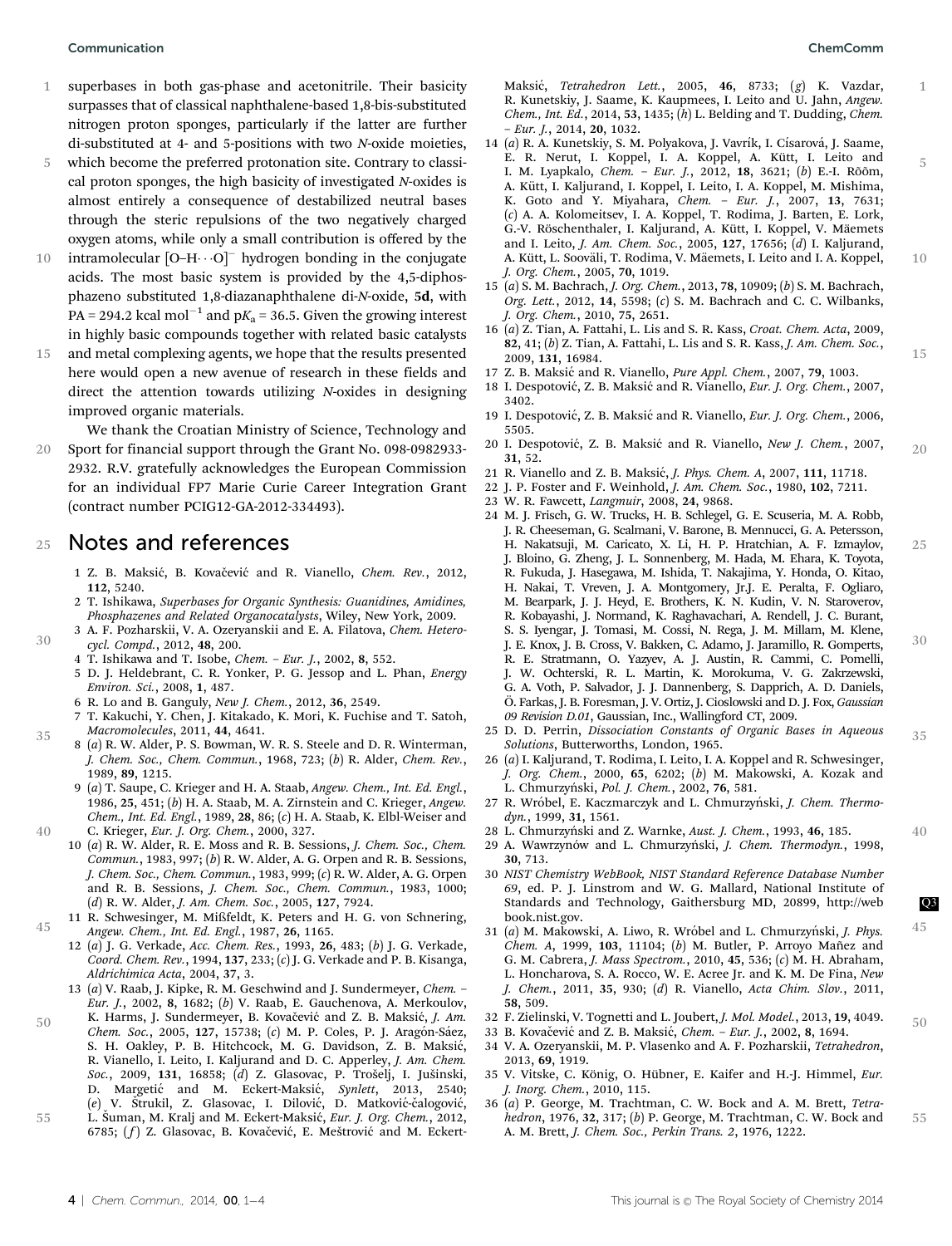superbases in both gas-phase and acetonitrile. Their basicity surpasses that of classical naphthalene-based 1,8-bis-substituted nitrogen proton sponges, particularly if the latter are further di-substituted at 4- and 5-positions with two *N*-oxide moieties, which become the preferred protonation site. Contrary to classical proton sponges, the high basicity of investigated *N*-oxides is almost entirely a consequence of destabilized neutral bases through the steric repulsions of the two negatively charged oxygen atoms, while only a small contribution is offered by the intramolecular $[O\text{–}H\cdots O]^-$ hydrogen bonding in the conjugate acids. The most basic system is provided by the 4,5-diphosphazeno substituted 1,8-diazanaphthalene di-*N*-oxide, **5d**, with PA = 294.2 kcal mol$^{-1}$ and p$K_a$ = 36.5. Given the growing interest in highly basic compounds together with related basic catalysts and metal complexing agents, we hope that the results presented here would open a new avenue of research in these fields and direct the attention towards utilizing *N*-oxides in designing improved organic materials.

We thank the Croatian Ministry of Science, Technology and Sport for financial support through the Grant No. 098-0982933-2932. R.V. gratefully acknowledges the European Commission for an individual FP7 Marie Curie Career Integration Grant (contract number PCIG12-GA-2012-334493).

## Notes and references

1 Z. B. Maksić, B. Kovačević and R. Vianello, *Chem. Rev.*, 2012, **112**, 5240.
2 T. Ishikawa, *Superbases for Organic Synthesis: Guanidines, Amidines, Phosphazenes and Related Organocatalysts*, Wiley, New York, 2009.
3 A. F. Pozharskii, V. A. Ozeryanskii and E. A. Filatova, *Chem. Heterocycl. Compd.*, 2012, **48**, 200.
4 T. Ishikawa and T. Isobe, *Chem. – Eur. J.*, 2002, **8**, 552.
5 D. J. Heldebrant, C. R. Yonker, P. G. Jessop and L. Phan, *Energy Environ. Sci.*, 2008, **1**, 487.
6 R. Lo and B. Ganguly, *New J. Chem.*, 2012, **36**, 2549.
7 T. Kakuchi, Y. Chen, J. Kitakado, K. Mori, K. Fuchise and T. Satoh, *Macromolecules*, 2011, **44**, 4641.
8 (*a*) R. W. Alder, P. S. Bowman, W. R. S. Steele and D. R. Winterman, *J. Chem. Soc., Chem. Commun.*, 1968, 723; (*b*) R. Alder, *Chem. Rev.*, 1989, **89**, 1215.
9 (*a*) T. Saupe, C. Krieger and H. A. Staab, *Angew. Chem., Int. Ed. Engl.*, 1986, **25**, 451; (*b*) H. A. Staab, M. A. Zirnstein and C. Krieger, *Angew. Chem., Int. Ed. Engl.*, 1989, **28**, 86; (*c*) H. A. Staab, K. Elbl-Weiser and C. Krieger, *Eur. J. Org. Chem.*, 2000, 327.
10 (*a*) R. W. Alder, R. E. Moss and R. B. Sessions, *J. Chem. Soc., Chem. Commun.*, 1983, 997; (*b*) R. W. Alder, A. G. Orpen and R. B. Sessions, *J. Chem. Soc., Chem. Commun.*, 1983, 999; (*c*) R. W. Alder, A. G. Orpen and R. B. Sessions, *J. Chem. Soc., Chem. Commun.*, 1983, 1000; (*d*) R. W. Alder, *J. Am. Chem. Soc.*, 2005, **127**, 7924.
11 R. Schwesinger, M. Mißfeldt, K. Peters and H. G. von Schnering, *Angew. Chem., Int. Ed. Engl.*, 1987, **26**, 1165.
12 (*a*) J. G. Verkade, *Acc. Chem. Res.*, 1993, **26**, 483; (*b*) J. G. Verkade, *Coord. Chem. Rev.*, 1994, **137**, 233; (*c*) J. G. Verkade and P. B. Kisanga, *Aldrichimica Acta*, 2004, **37**, 3.
13 (*a*) V. Raab, J. Kipke, R. M. Geschwind and J. Sundermeyer, *Chem. – Eur. J.*, 2002, **8**, 1682; (*b*) V. Raab, E. Gauchenova, A. Merkoulov, K. Harms, J. Sundermeyer, B. Kovačević and Z. B. Maksić, *J. Am. Chem. Soc.*, 2005, **127**, 15738; (*c*) M. P. Coles, P. J. Aragón-Sáez, S. H. Oakley, P. B. Hitchcock, M. G. Davidson, Z. B. Maksić, R. Vianello, I. Leito, I. Kaljurand and D. C. Apperley, *J. Am. Chem. Soc.*, 2009, **131**, 16858; (*d*) Z. Glasovac, P. Trošelj, I. Jušinski, D. Margetić and M. Eckert-Maksić, *Synlett*, 2013, 2540; (*e*) V. Štrukil, Z. Glasovac, I. Đilović, D. Matković-Čalogović, L. Šuman, M. Kralj and M. Eckert-Maksić, *Eur. J. Org. Chem.*, 2012, 6785; (*f*) Z. Glasovac, B. Kovačević, E. Meštrović and M. Eckert-Maksić, *Tetrahedron Lett.*, 2005, **46**, 8733; (*g*) K. Vazdar, R. Kunetskiy, J. Saame, K. Kaupmees, I. Leito and U. Jahn, *Angew. Chem., Int. Ed.*, 2014, **53**, 1435; (*h*) L. Belding and T. Dudding, *Chem. – Eur. J.*, 2014, **20**, 1032.
14 (*a*) R. A. Kunetskiy, S. M. Polyakova, J. Vavrík, I. Císařová, J. Saame, E. R. Nerut, I. Koppel, I. A. Koppel, A. Kütt, I. Leito and I. M. Lyapkalo, *Chem. – Eur. J.*, 2012, **18**, 3621; (*b*) E.-I. Rõõm, A. Kütt, I. Kaljurand, I. Koppel, I. Leito, I. A. Koppel, M. Mishima, K. Goto and Y. Miyahara, *Chem. – Eur. J.*, 2007, **13**, 7631; (*c*) A. A. Kolomeitsev, I. A. Koppel, T. Rodima, J. Barten, E. Lork, G.-V. Röschenthaler, I. Kaljurand, A. Kütt, I. Koppel, V. Mäemets and I. Leito, *J. Am. Chem. Soc.*, 2005, **127**, 17656; (*d*) I. Kaljurand, A. Kütt, L. Sooväli, T. Rodima, V. Mäemets, I. Leito and I. A. Koppel, *J. Org. Chem.*, 2005, **70**, 1019.
15 (*a*) S. M. Bachrach, *J. Org. Chem.*, 2013, **78**, 10909; (*b*) S. M. Bachrach, *Org. Lett.*, 2012, **14**, 5598; (*c*) S. M. Bachrach and C. C. Wilbanks, *J. Org. Chem.*, 2010, **75**, 2651.
16 (*a*) Z. Tian, A. Fattahi, L. Lis and S. R. Kass, *Croat. Chem. Acta*, 2009, **82**, 41; (*b*) Z. Tian, A. Fattahi, L. Lis and S. R. Kass, *J. Am. Chem. Soc.*, 2009, **131**, 16984.
17 Z. B. Maksić and R. Vianello, *Pure Appl. Chem.*, 2007, **79**, 1003.
18 I. Despotović, Z. B. Maksić and R. Vianello, *Eur. J. Org. Chem.*, 2007, 3402.
19 I. Despotović, Z. B. Maksić and R. Vianello, *Eur. J. Org. Chem.*, 2006, 5505.
20 I. Despotović, Z. B. Maksić and R. Vianello, *New J. Chem.*, 2007, **31**, 52.
21 R. Vianello and Z. B. Maksić, *J. Phys. Chem. A*, 2007, **111**, 11718.
22 J. P. Foster and F. Weinhold, *J. Am. Chem. Soc.*, 1980, **102**, 7211.
23 W. R. Fawcett, *Langmuir*, 2008, **24**, 9868.
24 M. J. Frisch, G. W. Trucks, H. B. Schlegel, G. E. Scuseria, M. A. Robb, J. R. Cheeseman, G. Scalmani, V. Barone, B. Mennucci, G. A. Petersson, H. Nakatsuji, M. Caricato, X. Li, H. P. Hratchian, A. F. Izmaylov, J. Bloino, G. Zheng, J. L. Sonnenberg, M. Hada, M. Ehara, K. Toyota, R. Fukuda, J. Hasegawa, M. Ishida, T. Nakajima, Y. Honda, O. Kitao, H. Nakai, T. Vreven, J. A. Montgomery, Jr.J. E. Peralta, F. Ogliaro, M. Bearpark, J. J. Heyd, E. Brothers, K. N. Kudin, V. N. Staroverov, R. Kobayashi, J. Normand, K. Raghavachari, A. Rendell, J. C. Burant, S. S. Iyengar, J. Tomasi, M. Cossi, N. Rega, J. M. Millam, M. Klene, J. E. Knox, J. B. Cross, V. Bakken, C. Adamo, J. Jaramillo, R. Gomperts, R. E. Stratmann, O. Yazyev, A. J. Austin, R. Cammi, C. Pomelli, J. W. Ochterski, R. L. Martin, K. Morokuma, V. G. Zakrzewski, G. A. Voth, P. Salvador, J. J. Dannenberg, S. Dapprich, A. D. Daniels, Ö. Farkas, J. B. Foresman, J. V. Ortiz, J. Cioslowski and D. J. Fox, *Gaussian 09 Revision D.01*, Gaussian, Inc., Wallingford CT, 2009.
25 D. D. Perrin, *Dissociation Constants of Organic Bases in Aqueous Solutions*, Butterworths, London, 1965.
26 (*a*) I. Kaljurand, T. Rodima, I. Leito, I. A. Koppel and R. Schwesinger, *J. Org. Chem.*, 2000, **65**, 6202; (*b*) M. Makowski, A. Kozak and L. Chmurzyński, *Pol. J. Chem.*, 2002, **76**, 581.
27 R. Wróbel, E. Kaczmarczyk and L. Chmurzyński, *J. Chem. Thermodyn.*, 1999, **31**, 1561.
28 L. Chmurzyński and Z. Warnke, *Aust. J. Chem.*, 1993, **46**, 185.
29 A. Wawrzynów and L. Chmurzyński, *J. Chem. Thermodyn.*, 1998, **30**, 713.
30 *NIST Chemistry WebBook, NIST Standard Reference Database Number 69*, ed. P. J. Linstrom and W. G. Mallard, National Institute of Standards and Technology, Gaithersburg MD, 20899, http://webbook.nist.gov.
31 (*a*) M. Makowski, A. Liwo, R. Wróbel and L. Chmurzyński, *J. Phys. Chem. A*, 1999, **103**, 11104; (*b*) M. Butler, P. Arroyo Mañez and G. M. Cabrera, *J. Mass Spectrom.*, 2010, **45**, 536; (*c*) M. H. Abraham, L. Honcharova, S. A. Rocco, W. E. Acree Jr. and K. M. De Fina, *New J. Chem.*, 2011, **35**, 930; (*d*) R. Vianello, *Acta Chim. Slov.*, 2011, **58**, 509.
32 F. Zielinski, V. Tognetti and L. Joubert, *J. Mol. Model.*, 2013, **19**, 4049.
33 B. Kovačević and Z. B. Maksić, *Chem. – Eur. J.*, 2002, **8**, 1694.
34 V. A. Ozeryanskii, M. P. Vlasenko and A. F. Pozharskii, *Tetrahedron*, 2013, **69**, 1919.
35 V. Vitske, C. König, O. Hübner, E. Kaifer and H.-J. Himmel, *Eur. J. Inorg. Chem.*, 2010, 115.
36 (*a*) P. George, M. Trachtman, C. W. Bock and A. M. Brett, *Tetrahedron*, 1976, **32**, 317; (*b*) P. George, M. Trachtman, C. W. Bock and A. M. Brett, *J. Chem. Soc., Perkin Trans. 2*, 1976, 1222.